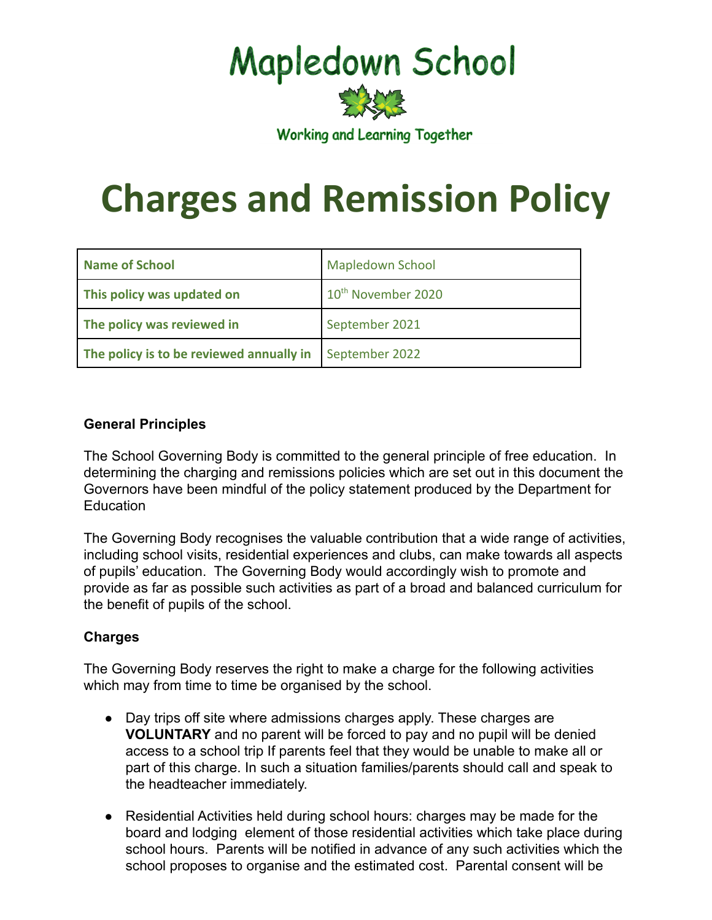# Mapledown School

Working and Learning Together

# Charges and Remission Policy

| Name of School | Mapledown School |
|---|---|
| This policy was updated on | 10th November 2020 |
| The policy was reviewed in | September 2021 |
| The policy is to be reviewed annually in | September 2022 |

### General Principles

The School Governing Body is committed to the general principle of free education. In determining the charging and remissions policies which are set out in this document the Governors have been mindful of the policy statement produced by the Department for Education

The Governing Body recognises the valuable contribution that a wide range of activities, including school visits, residential experiences and clubs, can make towards all aspects of pupils' education. The Governing Body would accordingly wish to promote and provide as far as possible such activities as part of a broad and balanced curriculum for the benefit of pupils of the school.

### Charges

The Governing Body reserves the right to make a charge for the following activities which may from time to time be organised by the school.

- Day trips off site where admissions charges apply. These charges are **VOLUNTARY** and no parent will be forced to pay and no pupil will be denied access to a school trip If parents feel that they would be unable to make all or part of this charge. In such a situation families/parents should call and speak to the headteacher immediately.
- Residential Activities held during school hours: charges may be made for the board and lodging element of those residential activities which take place during school hours. Parents will be notified in advance of any such activities which the school proposes to organise and the estimated cost. Parental consent will be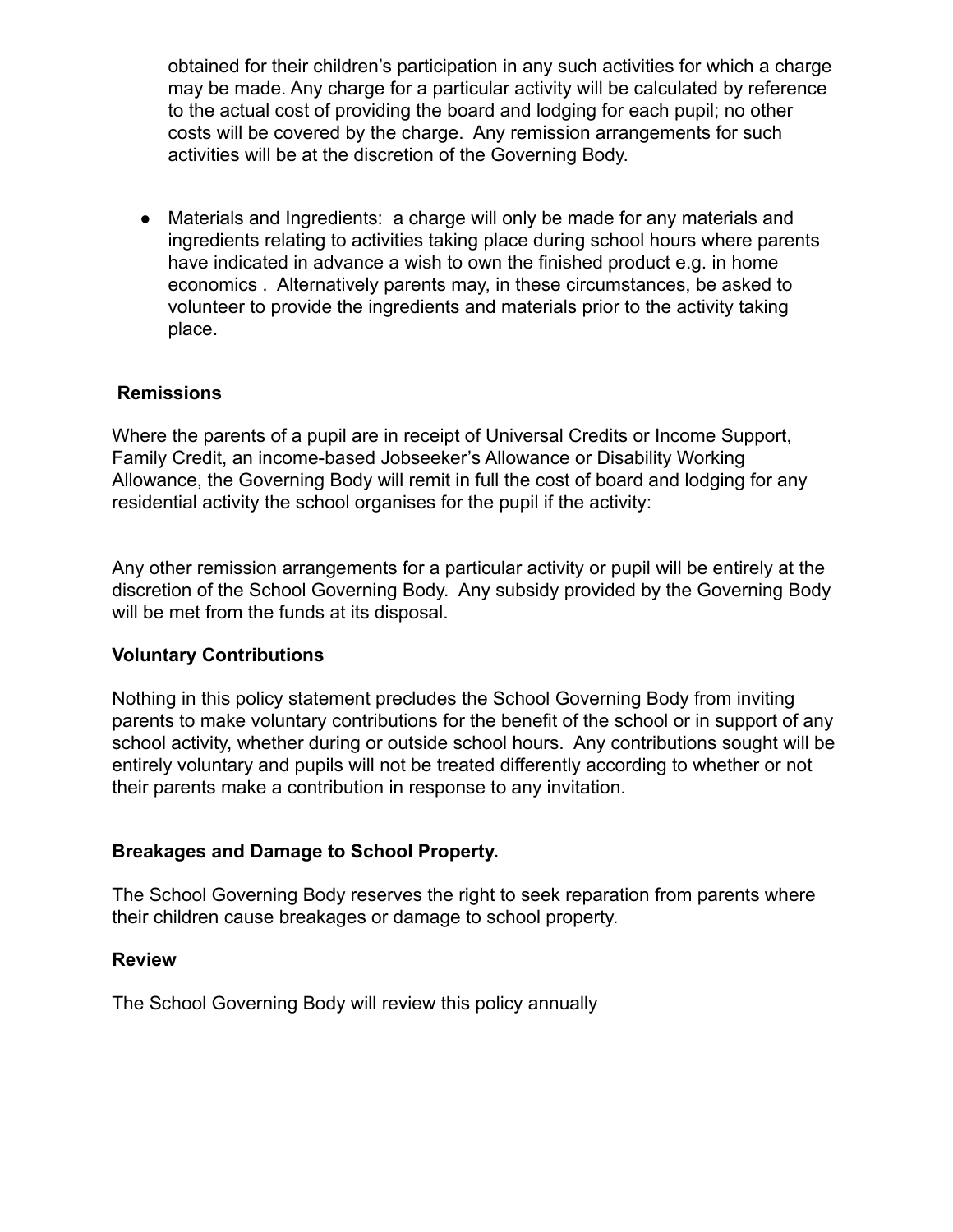obtained for their children's participation in any such activities for which a charge may be made. Any charge for a particular activity will be calculated by reference to the actual cost of providing the board and lodging for each pupil; no other costs will be covered by the charge. Any remission arrangements for such activities will be at the discretion of the Governing Body.

- Materials and Ingredients: a charge will only be made for any materials and ingredients relating to activities taking place during school hours where parents have indicated in advance a wish to own the finished product e.g. in home economics . Alternatively parents may, in these circumstances, be asked to volunteer to provide the ingredients and materials prior to the activity taking place.

### Remissions

Where the parents of a pupil are in receipt of Universal Credits or Income Support, Family Credit, an income-based Jobseeker's Allowance or Disability Working Allowance, the Governing Body will remit in full the cost of board and lodging for any residential activity the school organises for the pupil if the activity:

Any other remission arrangements for a particular activity or pupil will be entirely at the discretion of the School Governing Body. Any subsidy provided by the Governing Body will be met from the funds at its disposal.

### Voluntary Contributions

Nothing in this policy statement precludes the School Governing Body from inviting parents to make voluntary contributions for the benefit of the school or in support of any school activity, whether during or outside school hours. Any contributions sought will be entirely voluntary and pupils will not be treated differently according to whether or not their parents make a contribution in response to any invitation.

### Breakages and Damage to School Property.

The School Governing Body reserves the right to seek reparation from parents where their children cause breakages or damage to school property.

### Review

The School Governing Body will review this policy annually